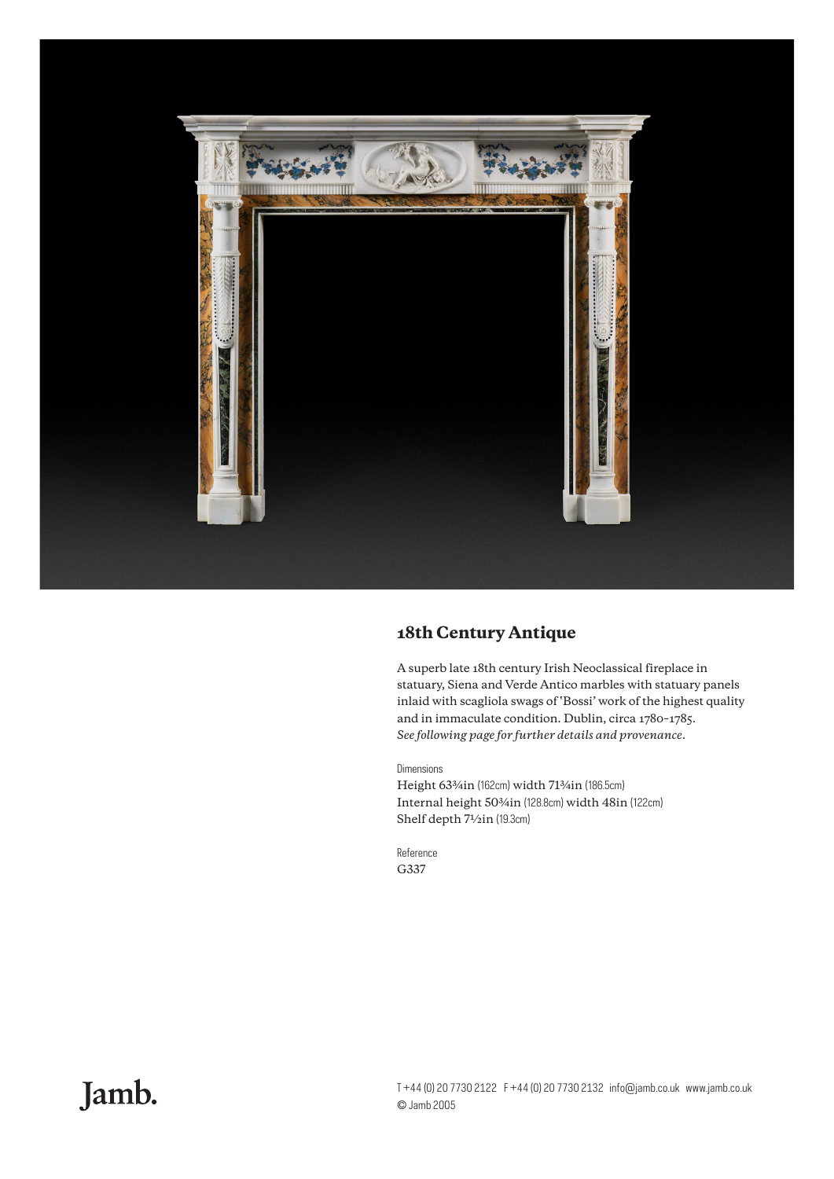## 18th Century Antique

A superb late 18th century Irish Neoclassical fireplace in statuary, Siena and Verde Antico marbles with statuary panels inlaid with scagliola swags of 'Bossi' work of the highest quality and in immaculate condition. Dublin, circa 1780–1785.
*See following page for further details and provenance.*

Dimensions
Height 63¾in (162cm) width 71¾in (186.5cm)
Internal height 50¾in (128.8cm) width 48in (122cm)
Shelf depth 7½in (19.3cm)

Reference
G337

Jamb.

T +44 (0) 20 7730 2122 F +44 (0) 20 7730 2132 info@jamb.co.uk www.jamb.co.uk
© Jamb 2005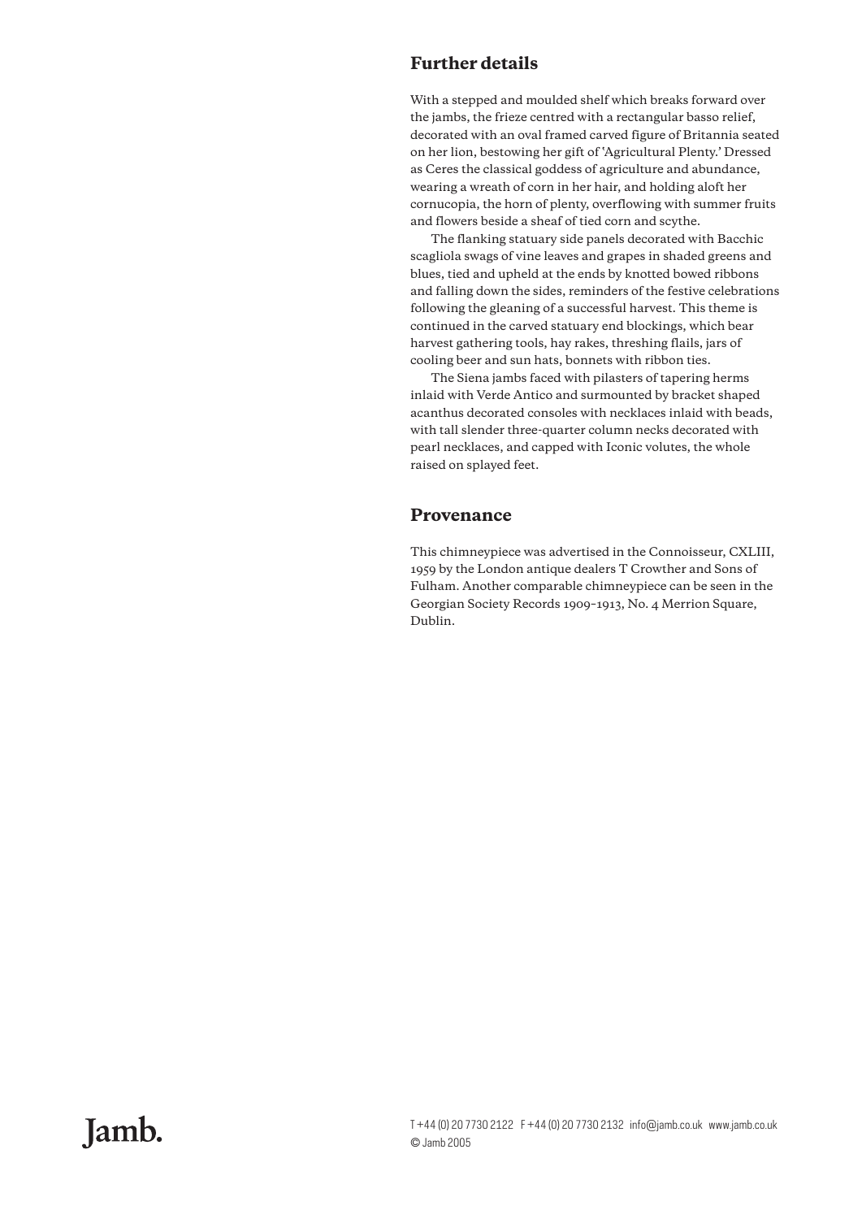## Further details

With a stepped and moulded shelf which breaks forward over the jambs, the frieze centred with a rectangular basso relief, decorated with an oval framed carved figure of Britannia seated on her lion, bestowing her gift of 'Agricultural Plenty.' Dressed as Ceres the classical goddess of agriculture and abundance, wearing a wreath of corn in her hair, and holding aloft her cornucopia, the horn of plenty, overflowing with summer fruits and flowers beside a sheaf of tied corn and scythe.

The flanking statuary side panels decorated with Bacchic scagliola swags of vine leaves and grapes in shaded greens and blues, tied and upheld at the ends by knotted bowed ribbons and falling down the sides, reminders of the festive celebrations following the gleaning of a successful harvest. This theme is continued in the carved statuary end blockings, which bear harvest gathering tools, hay rakes, threshing flails, jars of cooling beer and sun hats, bonnets with ribbon ties.

The Siena jambs faced with pilasters of tapering herms inlaid with Verde Antico and surmounted by bracket shaped acanthus decorated consoles with necklaces inlaid with beads, with tall slender three-quarter column necks decorated with pearl necklaces, and capped with Iconic volutes, the whole raised on splayed feet.

## Provenance

This chimneypiece was advertised in the Connoisseur, CXLIII, 1959 by the London antique dealers T Crowther and Sons of Fulham. Another comparable chimneypiece can be seen in the Georgian Society Records 1909-1913, No. 4 Merrion Square, Dublin.

Jamb.

T +44 (0) 20 7730 2122 F +44 (0) 20 7730 2132 info@jamb.co.uk www.jamb.co.uk
© Jamb 2005